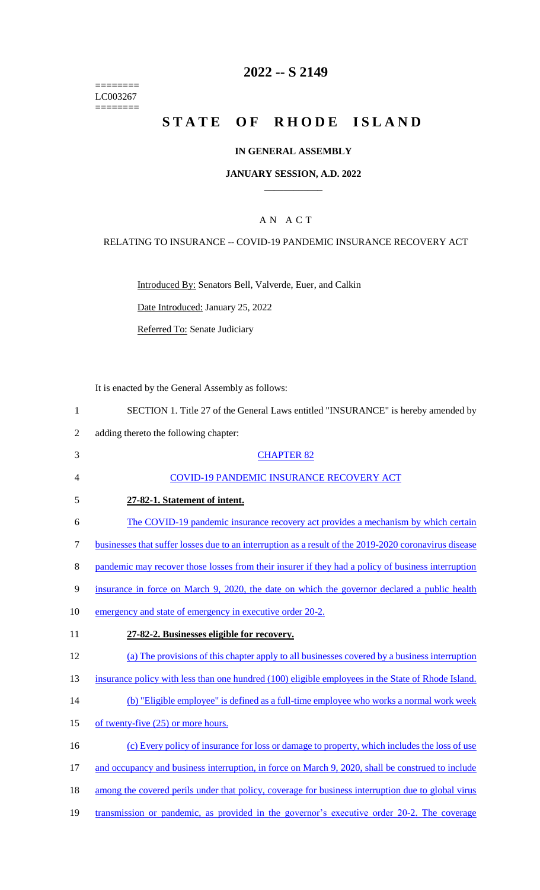========
LC003267
========

# 2022 -- S 2149

# STATE OF RHODE ISLAND

**IN GENERAL ASSEMBLY**

**JANUARY SESSION, A.D. 2022**

## A N A C T

RELATING TO INSURANCE -- COVID-19 PANDEMIC INSURANCE RECOVERY ACT

Introduced By: Senators Bell, Valverde, Euer, and Calkin

Date Introduced: January 25, 2022

Referred To: Senate Judiciary

It is enacted by the General Assembly as follows:

1 SECTION 1. Title 27 of the General Laws entitled "INSURANCE" is hereby amended by
2 adding thereto the following chapter:

3 CHAPTER 82

4 COVID-19 PANDEMIC INSURANCE RECOVERY ACT

5 **27-82-1. Statement of intent.**

6 The COVID-19 pandemic insurance recovery act provides a mechanism by which certain
7 businesses that suffer losses due to an interruption as a result of the 2019-2020 coronavirus disease
8 pandemic may recover those losses from their insurer if they had a policy of business interruption
9 insurance in force on March 9, 2020, the date on which the governor declared a public health
10 emergency and state of emergency in executive order 20-2.

11 **27-82-2. Businesses eligible for recovery.**

12 (a) The provisions of this chapter apply to all businesses covered by a business interruption
13 insurance policy with less than one hundred (100) eligible employees in the State of Rhode Island.

14 (b) "Eligible employee" is defined as a full-time employee who works a normal work week
15 of twenty-five (25) or more hours.

16 (c) Every policy of insurance for loss or damage to property, which includes the loss of use
17 and occupancy and business interruption, in force on March 9, 2020, shall be construed to include
18 among the covered perils under that policy, coverage for business interruption due to global virus
19 transmission or pandemic, as provided in the governor's executive order 20-2. The coverage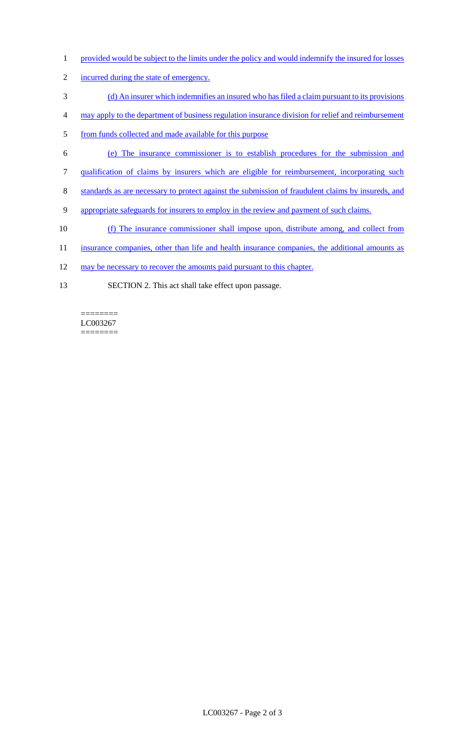provided would be subject to the limits under the policy and would indemnify the insured for losses incurred during the state of emergency.

(d) An insurer which indemnifies an insured who has filed a claim pursuant to its provisions may apply to the department of business regulation insurance division for relief and reimbursement from funds collected and made available for this purpose

(e) The insurance commissioner is to establish procedures for the submission and qualification of claims by insurers which are eligible for reimbursement, incorporating such standards as are necessary to protect against the submission of fraudulent claims by insureds, and appropriate safeguards for insurers to employ in the review and payment of such claims.

(f) The insurance commissioner shall impose upon, distribute among, and collect from insurance companies, other than life and health insurance companies, the additional amounts as may be necessary to recover the amounts paid pursuant to this chapter.

SECTION 2. This act shall take effect upon passage.

========
LC003267
========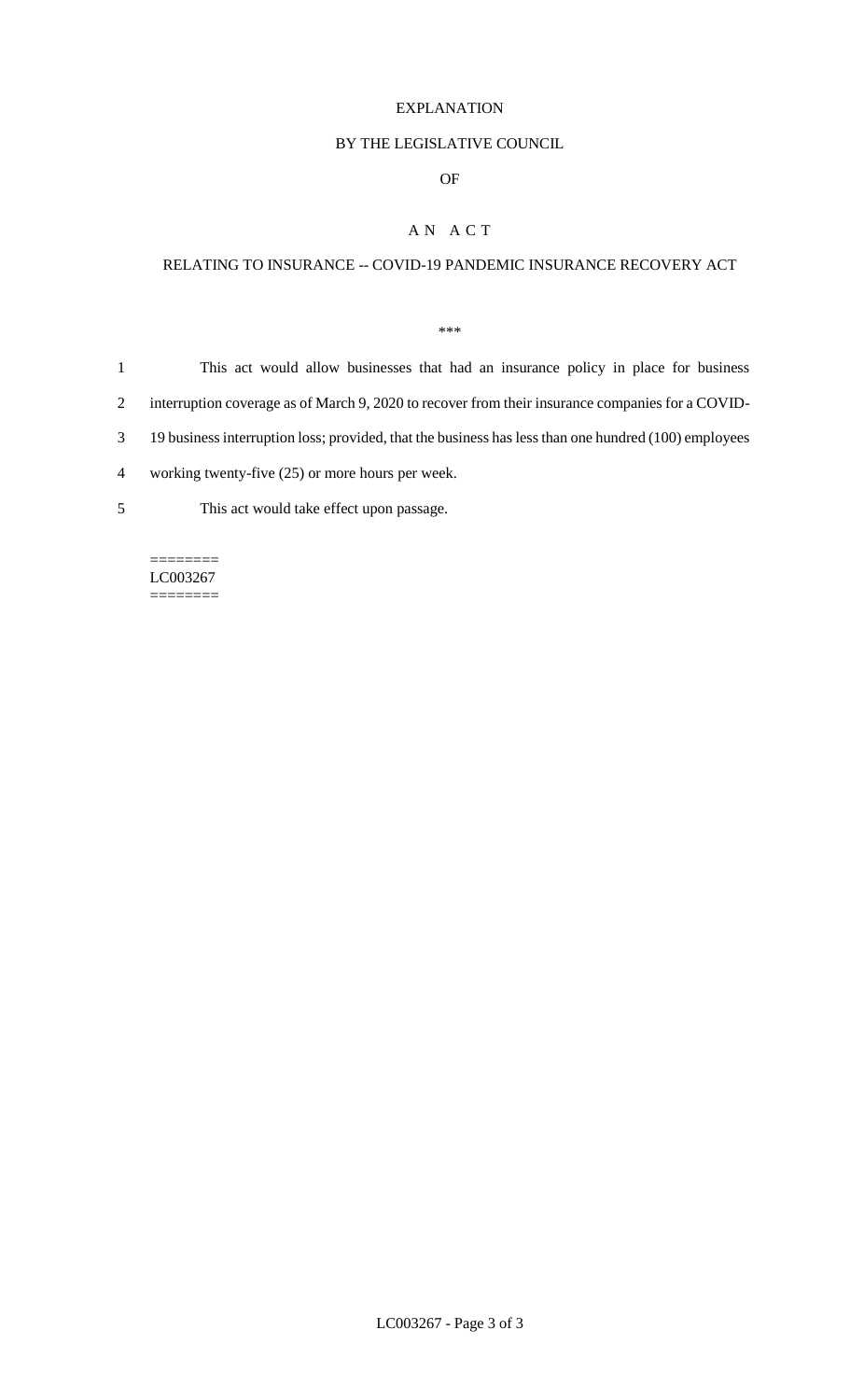EXPLANATION

BY THE LEGISLATIVE COUNCIL

OF

A N A C T

RELATING TO INSURANCE -- COVID-19 PANDEMIC INSURANCE RECOVERY ACT

\*\*\*

This act would allow businesses that had an insurance policy in place for business interruption coverage as of March 9, 2020 to recover from their insurance companies for a COVID-19 business interruption loss; provided, that the business has less than one hundred (100) employees working twenty-five (25) or more hours per week.

This act would take effect upon passage.

========
LC003267
========